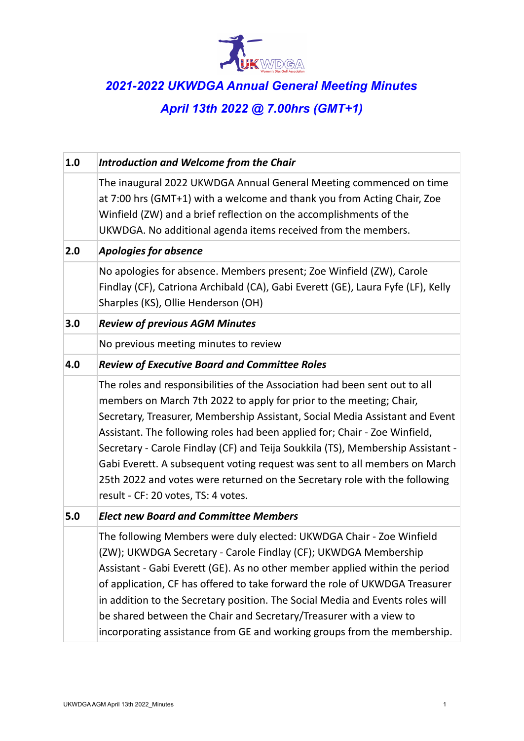# 2021-2022 UKWDGA Annual General Meeting Minutes

## April 13th 2022 @ 7.00hrs (GMT+1)

| | |
|---|---|
| **1.0** | ***Introduction and Welcome from the Chair*** |
| | The inaugural 2022 UKWDGA Annual General Meeting commenced on time at 7:00 hrs (GMT+1) with a welcome and thank you from Acting Chair, Zoe Winfield (ZW) and a brief reflection on the accomplishments of the UKWDGA. No additional agenda items received from the members. |
| **2.0** | ***Apologies for absence*** |
| | No apologies for absence. Members present; Zoe Winfield (ZW), Carole Findlay (CF), Catriona Archibald (CA), Gabi Everett (GE), Laura Fyfe (LF), Kelly Sharples (KS), Ollie Henderson (OH) |
| **3.0** | ***Review of previous AGM Minutes*** |
| | No previous meeting minutes to review |
| **4.0** | ***Review of Executive Board and Committee Roles*** |
| | The roles and responsibilities of the Association had been sent out to all members on March 7th 2022 to apply for prior to the meeting; Chair, Secretary, Treasurer, Membership Assistant, Social Media Assistant and Event Assistant. The following roles had been applied for; Chair - Zoe Winfield, Secretary - Carole Findlay (CF) and Teija Soukkila (TS), Membership Assistant - Gabi Everett. A subsequent voting request was sent to all members on March 25th 2022 and votes were returned on the Secretary role with the following result - CF: 20 votes, TS: 4 votes. |
| **5.0** | ***Elect new Board and Committee Members*** |
| | The following Members were duly elected: UKWDGA Chair - Zoe Winfield (ZW); UKWDGA Secretary - Carole Findlay (CF); UKWDGA Membership Assistant - Gabi Everett (GE). As no other member applied within the period of application, CF has offered to take forward the role of UKWDGA Treasurer in addition to the Secretary position. The Social Media and Events roles will be shared between the Chair and Secretary/Treasurer with a view to incorporating assistance from GE and working groups from the membership. |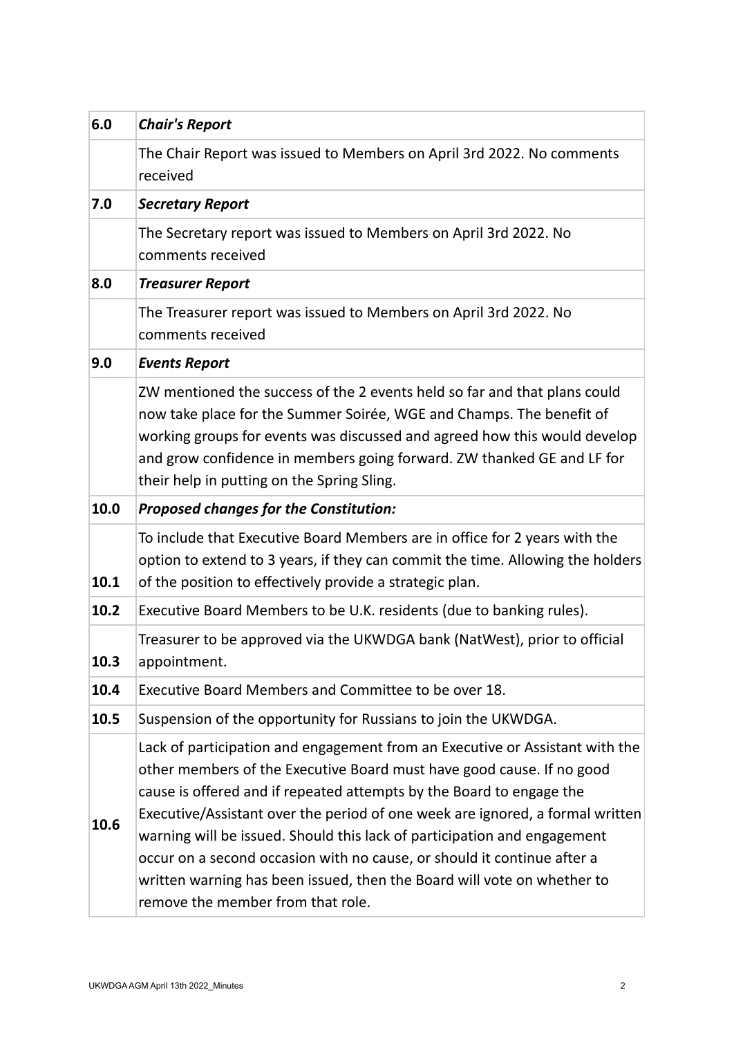| | |
|---|---|
| **6.0** | ***Chair's Report*** |
| | The Chair Report was issued to Members on April 3rd 2022. No comments received |
| **7.0** | ***Secretary Report*** |
| | The Secretary report was issued to Members on April 3rd 2022. No comments received |
| **8.0** | ***Treasurer Report*** |
| | The Treasurer report was issued to Members on April 3rd 2022. No comments received |
| **9.0** | ***Events Report*** |
| | ZW mentioned the success of the 2 events held so far and that plans could now take place for the Summer Soirée, WGE and Champs. The benefit of working groups for events was discussed and agreed how this would develop and grow confidence in members going forward. ZW thanked GE and LF for their help in putting on the Spring Sling. |
| **10.0** | ***Proposed changes for the Constitution:*** |
| **10.1** | To include that Executive Board Members are in office for 2 years with the option to extend to 3 years, if they can commit the time. Allowing the holders of the position to effectively provide a strategic plan. |
| **10.2** | Executive Board Members to be U.K. residents (due to banking rules). |
| **10.3** | Treasurer to be approved via the UKWDGA bank (NatWest), prior to official appointment. |
| **10.4** | Executive Board Members and Committee to be over 18. |
| **10.5** | Suspension of the opportunity for Russians to join the UKWDGA. |
| **10.6** | Lack of participation and engagement from an Executive or Assistant with the other members of the Executive Board must have good cause. If no good cause is offered and if repeated attempts by the Board to engage the Executive/Assistant over the period of one week are ignored, a formal written warning will be issued. Should this lack of participation and engagement occur on a second occasion with no cause, or should it continue after a written warning has been issued, then the Board will vote on whether to remove the member from that role. |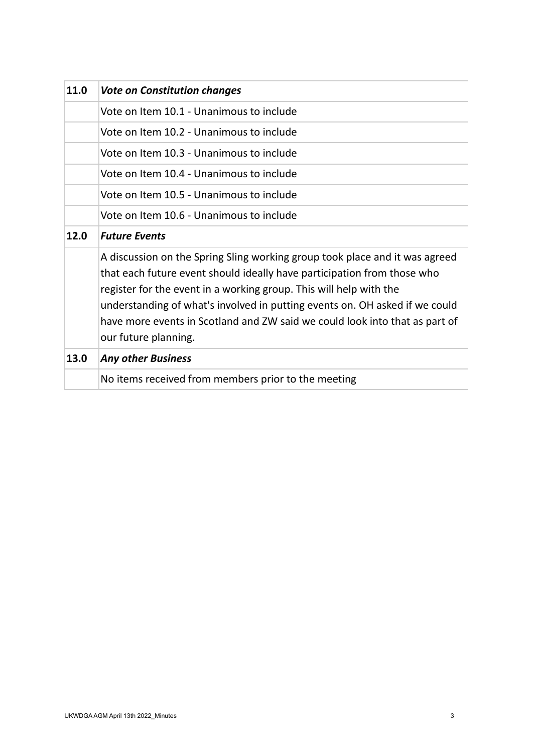| | |
|---|---|
| **11.0** | ***Vote on Constitution changes*** |
| | Vote on Item 10.1 - Unanimous to include |
| | Vote on Item 10.2 - Unanimous to include |
| | Vote on Item 10.3 - Unanimous to include |
| | Vote on Item 10.4 - Unanimous to include |
| | Vote on Item 10.5 - Unanimous to include |
| | Vote on Item 10.6 - Unanimous to include |
| **12.0** | ***Future Events*** |
| | A discussion on the Spring Sling working group took place and it was agreed that each future event should ideally have participation from those who register for the event in a working group. This will help with the understanding of what's involved in putting events on. OH asked if we could have more events in Scotland and ZW said we could look into that as part of our future planning. |
| **13.0** | ***Any other Business*** |
| | No items received from members prior to the meeting |